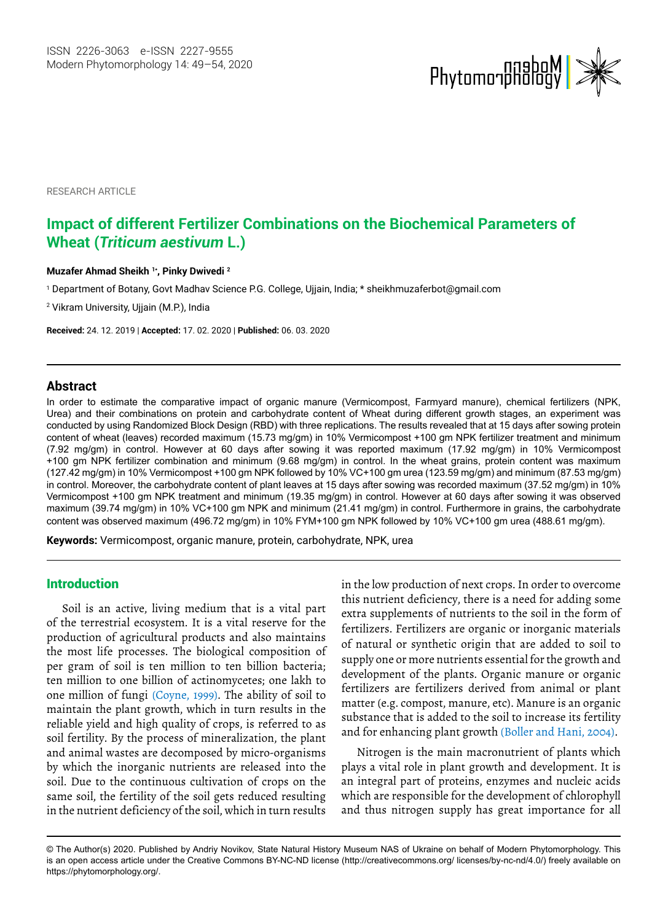RESEARCH ARTICLE

# Impact of different Fertilizer Combinations on the Biochemical Parameters of Wheat (*Triticum aestivum* L.)

**Muzafer Ahmad Sheikh [1*], Pinky Dwivedi [2]**

[1] Department of Botany, Govt Madhav Science P.G. College, Ujjain, India; * sheikhmuzaferbot@gmail.com

[2] Vikram University, Ujjain (M.P.), India

**Received:** 24. 12. 2019 | **Accepted:** 17. 02. 2020 | **Published:** 06. 03. 2020

## Abstract

In order to estimate the comparative impact of organic manure (Vermicompost, Farmyard manure), chemical fertilizers (NPK, Urea) and their combinations on protein and carbohydrate content of Wheat during different growth stages, an experiment was conducted by using Randomized Block Design (RBD) with three replications. The results revealed that at 15 days after sowing protein content of wheat (leaves) recorded maximum (15.73 mg/gm) in 10% Vermicompost +100 gm NPK fertilizer treatment and minimum (7.92 mg/gm) in control. However at 60 days after sowing it was reported maximum (17.92 mg/gm) in 10% Vermicompost +100 gm NPK fertilizer combination and minimum (9.68 mg/gm) in control. In the wheat grains, protein content was maximum (127.42 mg/gm) in 10% Vermicompost +100 gm NPK followed by 10% VC+100 gm urea (123.59 mg/gm) and minimum (87.53 mg/gm) in control. Moreover, the carbohydrate content of plant leaves at 15 days after sowing was recorded maximum (37.52 mg/gm) in 10% Vermicompost +100 gm NPK treatment and minimum (19.35 mg/gm) in control. However at 60 days after sowing it was observed maximum (39.74 mg/gm) in 10% VC+100 gm NPK and minimum (21.41 mg/gm) in control. Furthermore in grains, the carbohydrate content was observed maximum (496.72 mg/gm) in 10% FYM+100 gm NPK followed by 10% VC+100 gm urea (488.61 mg/gm).

**Keywords:** Vermicompost, organic manure, protein, carbohydrate, NPK, urea

## Introduction

Soil is an active, living medium that is a vital part of the terrestrial ecosystem. It is a vital reserve for the production of agricultural products and also maintains the most life processes. The biological composition of per gram of soil is ten million to ten billion bacteria; ten million to one billion of actinomycetes; one lakh to one million of fungi (Coyne, 1999). The ability of soil to maintain the plant growth, which in turn results in the reliable yield and high quality of crops, is referred to as soil fertility. By the process of mineralization, the plant and animal wastes are decomposed by micro-organisms by which the inorganic nutrients are released into the soil. Due to the continuous cultivation of crops on the same soil, the fertility of the soil gets reduced resulting in the nutrient deficiency of the soil, which in turn results in the low production of next crops. In order to overcome this nutrient deficiency, there is a need for adding some extra supplements of nutrients to the soil in the form of fertilizers. Fertilizers are organic or inorganic materials of natural or synthetic origin that are added to soil to supply one or more nutrients essential for the growth and development of the plants. Organic manure or organic fertilizers are fertilizers derived from animal or plant matter (e.g. compost, manure, etc). Manure is an organic substance that is added to the soil to increase its fertility and for enhancing plant growth (Boller and Hani, 2004).

Nitrogen is the main macronutrient of plants which plays a vital role in plant growth and development. It is an integral part of proteins, enzymes and nucleic acids which are responsible for the development of chlorophyll and thus nitrogen supply has great importance for all

© The Author(s) 2020. Published by Andriy Novikov, State Natural History Museum NAS of Ukraine on behalf of Modern Phytomorphology. This is an open access article under the Creative Commons BY-NC-ND license (http://creativecommons.org/ licenses/by-nc-nd/4.0/) freely available on https://phytomorphology.org/.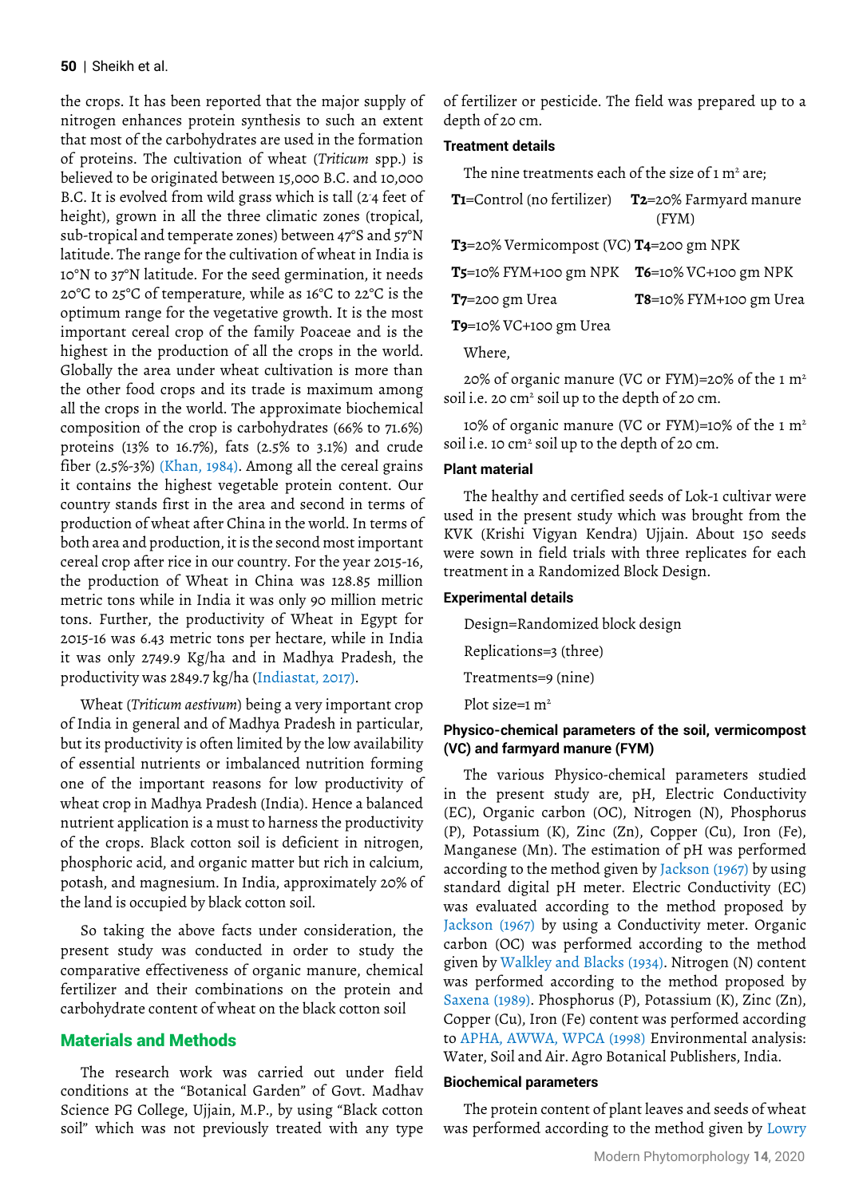the crops. It has been reported that the major supply of nitrogen enhances protein synthesis to such an extent that most of the carbohydrates are used in the formation of proteins. The cultivation of wheat (*Triticum* spp.) is believed to be originated between 15,000 B.C. and 10,000 B.C. It is evolved from wild grass which is tall (2-4 feet of height), grown in all the three climatic zones (tropical, sub-tropical and temperate zones) between 47°S and 57°N latitude. The range for the cultivation of wheat in India is 10°N to 37°N latitude. For the seed germination, it needs 20°C to 25°C of temperature, while as 16°C to 22°C is the optimum range for the vegetative growth. It is the most important cereal crop of the family Poaceae and is the highest in the production of all the crops in the world. Globally the area under wheat cultivation is more than the other food crops and its trade is maximum among all the crops in the world. The approximate biochemical composition of the crop is carbohydrates (66% to 71.6%) proteins (13% to 16.7%), fats (2.5% to 3.1%) and crude fiber (2.5%-3%) (Khan, 1984). Among all the cereal grains it contains the highest vegetable protein content. Our country stands first in the area and second in terms of production of wheat after China in the world. In terms of both area and production, it is the second most important cereal crop after rice in our country. For the year 2015-16, the production of Wheat in China was 128.85 million metric tons while in India it was only 90 million metric tons. Further, the productivity of Wheat in Egypt for 2015-16 was 6.43 metric tons per hectare, while in India it was only 2749.9 Kg/ha and in Madhya Pradesh, the productivity was 2849.7 kg/ha (Indiastat, 2017).

Wheat (*Triticum aestivum*) being a very important crop of India in general and of Madhya Pradesh in particular, but its productivity is often limited by the low availability of essential nutrients or imbalanced nutrition forming one of the important reasons for low productivity of wheat crop in Madhya Pradesh (India). Hence a balanced nutrient application is a must to harness the productivity of the crops. Black cotton soil is deficient in nitrogen, phosphoric acid, and organic matter but rich in calcium, potash, and magnesium. In India, approximately 20% of the land is occupied by black cotton soil.

So taking the above facts under consideration, the present study was conducted in order to study the comparative effectiveness of organic manure, chemical fertilizer and their combinations on the protein and carbohydrate content of wheat on the black cotton soil

## Materials and Methods

The research work was carried out under field conditions at the "Botanical Garden" of Govt. Madhav Science PG College, Ujjain, M.P., by using "Black cotton soil" which was not previously treated with any type of fertilizer or pesticide. The field was prepared up to a depth of 20 cm.

### Treatment details

The nine treatments each of the size of 1 m$^2$ are;

**T1**=Control (no fertilizer) **T2**=20% Farmyard manure (FYM)

**T3**=20% Vermicompost (VC) **T4**=200 gm NPK

**T5**=10% FYM+100 gm NPK **T6**=10% VC+100 gm NPK

**T7**=200 gm Urea **T8**=10% FYM+100 gm Urea

**T9**=10% VC+100 gm Urea

Where,

20% of organic manure (VC or FYM)=20% of the 1 m$^2$ soil i.e. 20 cm$^2$ soil up to the depth of 20 cm.

10% of organic manure (VC or FYM)=10% of the 1 m$^2$ soil i.e. 10 cm$^2$ soil up to the depth of 20 cm.

### Plant material

The healthy and certified seeds of Lok-1 cultivar were used in the present study which was brought from the KVK (Krishi Vigyan Kendra) Ujjain. About 150 seeds were sown in field trials with three replicates for each treatment in a Randomized Block Design.

### Experimental details

Design=Randomized block design

Replications=3 (three)

Treatments=9 (nine)

Plot size=1 m$^2$

### Physico-chemical parameters of the soil, vermicompost (VC) and farmyard manure (FYM)

The various Physico-chemical parameters studied in the present study are, pH, Electric Conductivity (EC), Organic carbon (OC), Nitrogen (N), Phosphorus (P), Potassium (K), Zinc (Zn), Copper (Cu), Iron (Fe), Manganese (Mn). The estimation of pH was performed according to the method given by Jackson (1967) by using standard digital pH meter. Electric Conductivity (EC) was evaluated according to the method proposed by Jackson (1967) by using a Conductivity meter. Organic carbon (OC) was performed according to the method given by Walkley and Blacks (1934). Nitrogen (N) content was performed according to the method proposed by Saxena (1989). Phosphorus (P), Potassium (K), Zinc (Zn), Copper (Cu), Iron (Fe) content was performed according to APHA, AWWA, WPCA (1998) Environmental analysis: Water, Soil and Air. Agro Botanical Publishers, India.

### Biochemical parameters

The protein content of plant leaves and seeds of wheat was performed according to the method given by Lowry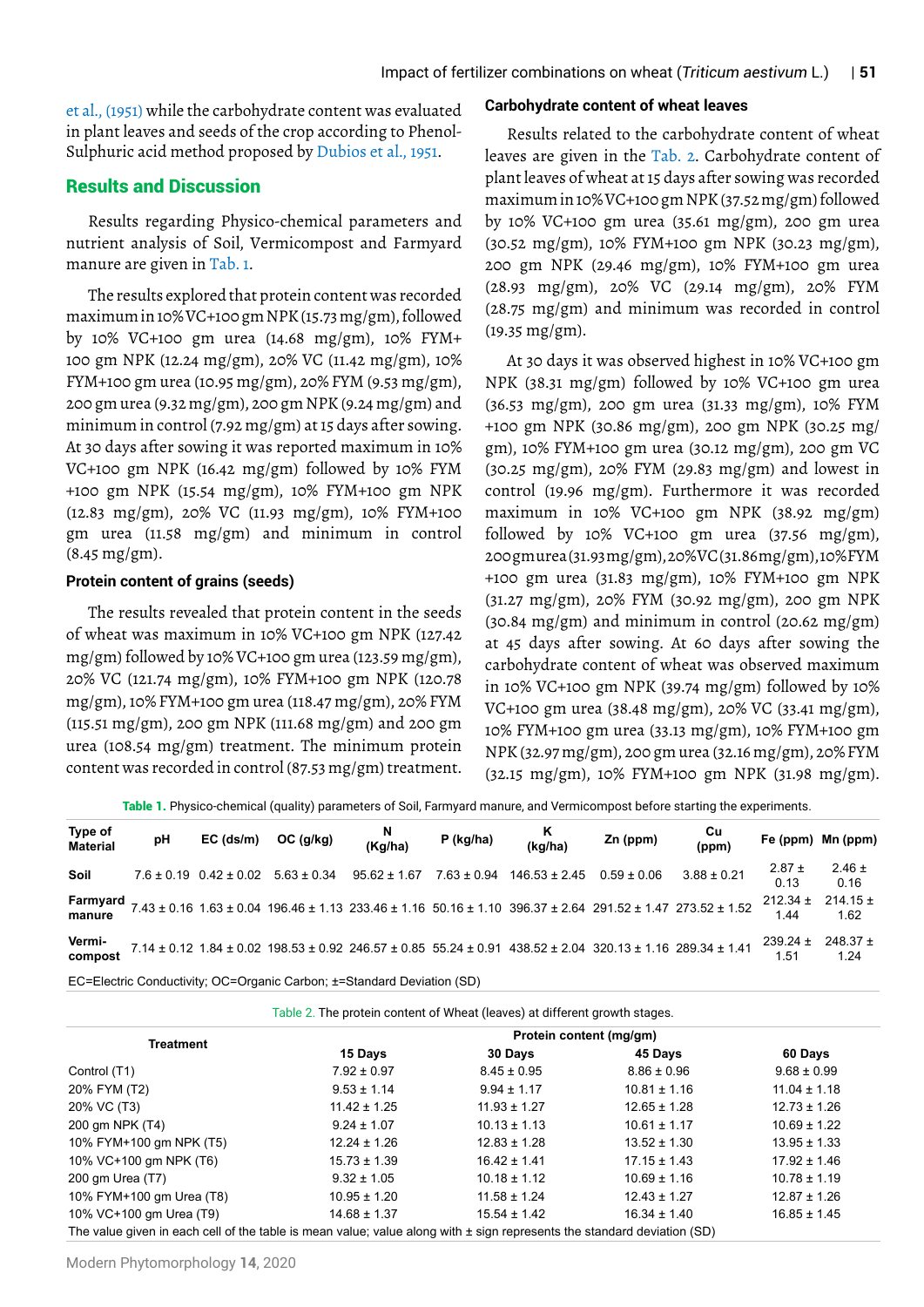et al., (1951) while the carbohydrate content was evaluated in plant leaves and seeds of the crop according to Phenol-Sulphuric acid method proposed by Dubios et al., 1951.

## Results and Discussion

Results regarding Physico-chemical parameters and nutrient analysis of Soil, Vermicompost and Farmyard manure are given in Tab. 1.

The results explored that protein content was recorded maximum in 10% VC+100 gm NPK (15.73 mg/gm), followed by 10% VC+100 gm urea (14.68 mg/gm), 10% FYM+100 gm NPK (12.24 mg/gm), 20% VC (11.42 mg/gm), 10% FYM+100 gm urea (10.95 mg/gm), 20% FYM (9.53 mg/gm), 200 gm urea (9.32 mg/gm), 200 gm NPK (9.24 mg/gm) and minimum in control (7.92 mg/gm) at 15 days after sowing. At 30 days after sowing it was reported maximum in 10% VC+100 gm NPK (16.42 mg/gm) followed by 10% FYM +100 gm NPK (15.54 mg/gm), 10% FYM+100 gm NPK (12.83 mg/gm), 20% VC (11.93 mg/gm), 10% FYM+100 gm urea (11.58 mg/gm) and minimum in control (8.45 mg/gm).

### Protein content of grains (seeds)

The results revealed that protein content in the seeds of wheat was maximum in 10% VC+100 gm NPK (127.42 mg/gm) followed by 10% VC+100 gm urea (123.59 mg/gm), 20% VC (121.74 mg/gm), 10% FYM+100 gm NPK (120.78 mg/gm), 10% FYM+100 gm urea (118.47 mg/gm), 20% FYM (115.51 mg/gm), 200 gm NPK (111.68 mg/gm) and 200 gm urea (108.54 mg/gm) treatment. The minimum protein content was recorded in control (87.53 mg/gm) treatment.

### Carbohydrate content of wheat leaves

Results related to the carbohydrate content of wheat leaves are given in the Tab. 2. Carbohydrate content of plant leaves of wheat at 15 days after sowing was recorded maximum in 10% VC+100 gm NPK (37.52 mg/gm) followed by 10% VC+100 gm urea (35.61 mg/gm), 200 gm urea (30.52 mg/gm), 10% FYM+100 gm NPK (30.23 mg/gm), 200 gm NPK (29.46 mg/gm), 10% FYM+100 gm urea (28.93 mg/gm), 20% VC (29.14 mg/gm), 20% FYM (28.75 mg/gm) and minimum was recorded in control (19.35 mg/gm).

At 30 days it was observed highest in 10% VC+100 gm NPK (38.31 mg/gm) followed by 10% VC+100 gm urea (36.53 mg/gm), 200 gm urea (31.33 mg/gm), 10% FYM +100 gm NPK (30.86 mg/gm), 200 gm NPK (30.25 mg/gm), 10% FYM+100 gm urea (30.12 mg/gm), 200 gm VC (30.25 mg/gm), 20% FYM (29.83 mg/gm) and lowest in control (19.96 mg/gm). Furthermore it was recorded maximum in 10% VC+100 gm NPK (38.92 mg/gm) followed by 10% VC+100 gm urea (37.56 mg/gm), 200 gm urea (31.93 mg/gm), 20% VC (31.86 mg/gm), 10% FYM +100 gm urea (31.83 mg/gm), 10% FYM+100 gm NPK (31.27 mg/gm), 20% FYM (30.92 mg/gm), 200 gm NPK (30.84 mg/gm) and minimum in control (20.62 mg/gm) at 45 days after sowing. At 60 days after sowing the carbohydrate content of wheat was observed maximum in 10% VC+100 gm NPK (39.74 mg/gm) followed by 10% VC+100 gm urea (38.48 mg/gm), 20% VC (33.41 mg/gm), 10% FYM+100 gm urea (33.13 mg/gm), 10% FYM+100 gm NPK (32.97 mg/gm), 200 gm urea (32.16 mg/gm), 20% FYM (32.15 mg/gm), 10% FYM+100 gm NPK (31.98 mg/gm).

**Table 1.** Physico-chemical (quality) parameters of Soil, Farmyard manure, and Vermicompost before starting the experiments.

| Type of Material | pH | EC (ds/m) | OC (g/kg) | N (Kg/ha) | P (kg/ha) | K (kg/ha) | Zn (ppm) | Cu (ppm) | Fe (ppm) | Mn (ppm) |
|---|---|---|---|---|---|---|---|---|---|---|
| Soil | 7.6 ± 0.19 | 0.42 ± 0.02 | 5.63 ± 0.34 | 95.62 ± 1.67 | 7.63 ± 0.94 | 146.53 ± 2.45 | 0.59 ± 0.06 | 3.88 ± 0.21 | 2.87 ± 0.13 | 2.46 ± 0.16 |
| Farmyard manure | 7.43 ± 0.16 | 1.63 ± 0.04 | 196.46 ± 1.13 | 233.46 ± 1.16 | 50.16 ± 1.10 | 396.37 ± 2.64 | 291.52 ± 1.47 | 273.52 ± 1.52 | 212.34 ± 1.44 | 214.15 ± 1.62 |
| Vermi-compost | 7.14 ± 0.12 | 1.84 ± 0.02 | 198.53 ± 0.92 | 246.57 ± 0.85 | 55.24 ± 0.91 | 438.52 ± 2.04 | 320.13 ± 1.16 | 289.34 ± 1.41 | 239.24 ± 1.51 | 248.37 ± 1.24 |

EC=Electric Conductivity; OC=Organic Carbon; ±=Standard Deviation (SD)

Table 2. The protein content of Wheat (leaves) at different growth stages.

| Treatment | Protein content (mg/gm) | | | |
|---|---|---|---|---|
| | 15 Days | 30 Days | 45 Days | 60 Days |
| Control (T1) | 7.92 ± 0.97 | 8.45 ± 0.95 | 8.86 ± 0.96 | 9.68 ± 0.99 |
| 20% FYM (T2) | 9.53 ± 1.14 | 9.94 ± 1.17 | 10.81 ± 1.16 | 11.04 ± 1.18 |
| 20% VC (T3) | 11.42 ± 1.25 | 11.93 ± 1.27 | 12.65 ± 1.28 | 12.73 ± 1.26 |
| 200 gm NPK (T4) | 9.24 ± 1.07 | 10.13 ± 1.13 | 10.61 ± 1.17 | 10.69 ± 1.22 |
| 10% FYM+100 gm NPK (T5) | 12.24 ± 1.26 | 12.83 ± 1.28 | 13.52 ± 1.30 | 13.95 ± 1.33 |
| 10% VC+100 gm NPK (T6) | 15.73 ± 1.39 | 16.42 ± 1.41 | 17.15 ± 1.43 | 17.92 ± 1.46 |
| 200 gm Urea (T7) | 9.32 ± 1.05 | 10.18 ± 1.12 | 10.69 ± 1.16 | 10.78 ± 1.19 |
| 10% FYM+100 gm Urea (T8) | 10.95 ± 1.20 | 11.58 ± 1.24 | 12.43 ± 1.27 | 12.87 ± 1.26 |
| 10% VC+100 gm Urea (T9) | 14.68 ± 1.37 | 15.54 ± 1.42 | 16.34 ± 1.40 | 16.85 ± 1.45 |

The value given in each cell of the table is mean value; value along with ± sign represents the standard deviation (SD)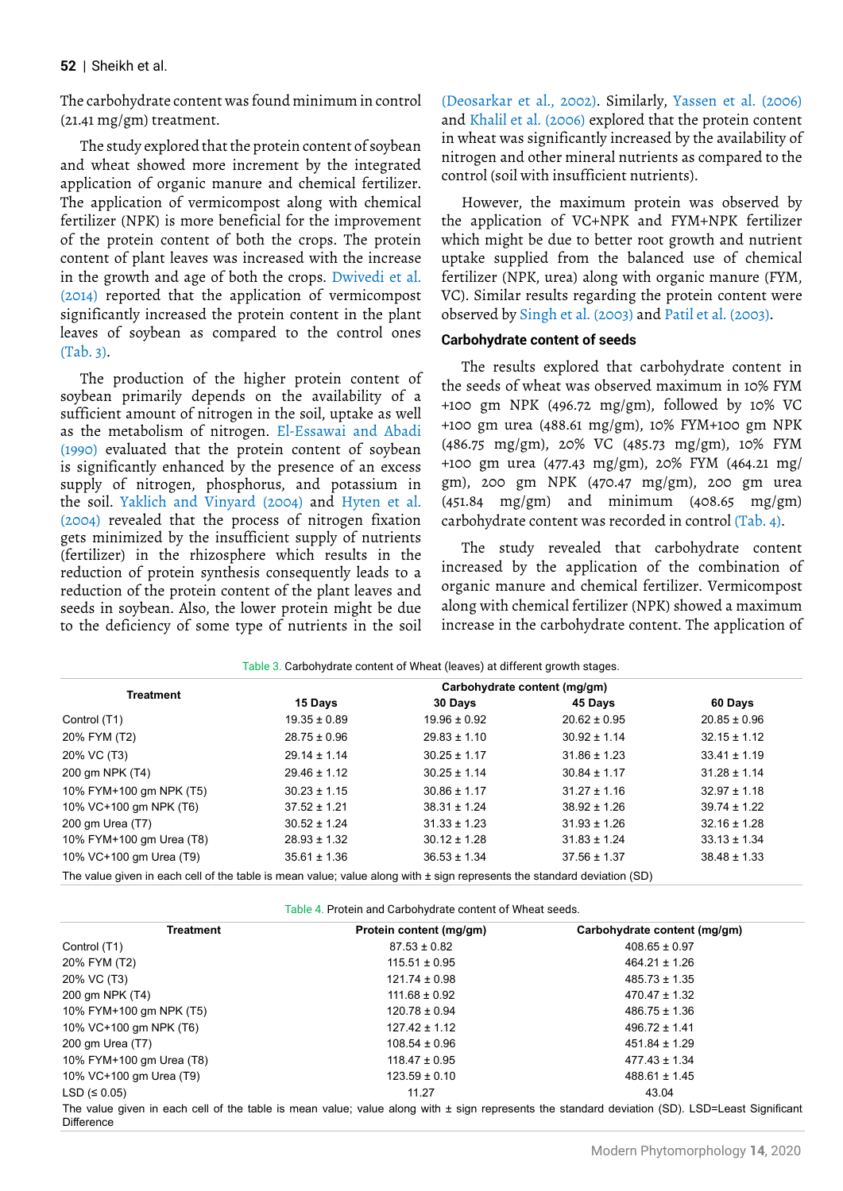The carbohydrate content was found minimum in control (21.41 mg/gm) treatment.

The study explored that the protein content of soybean and wheat showed more increment by the integrated application of organic manure and chemical fertilizer. The application of vermicompost along with chemical fertilizer (NPK) is more beneficial for the improvement of the protein content of both the crops. The protein content of plant leaves was increased with the increase in the growth and age of both the crops. Dwivedi et al. (2014) reported that the application of vermicompost significantly increased the protein content in the plant leaves of soybean as compared to the control ones (Tab. 3).

The production of the higher protein content of soybean primarily depends on the availability of a sufficient amount of nitrogen in the soil, uptake as well as the metabolism of nitrogen. El-Essawai and Abadi (1990) evaluated that the protein content of soybean is significantly enhanced by the presence of an excess supply of nitrogen, phosphorus, and potassium in the soil. Yaklich and Vinyard (2004) and Hyten et al. (2004) revealed that the process of nitrogen fixation gets minimized by the insufficient supply of nutrients (fertilizer) in the rhizosphere which results in the reduction of protein synthesis consequently leads to a reduction of the protein content of the plant leaves and seeds in soybean. Also, the lower protein might be due to the deficiency of some type of nutrients in the soil (Deosarkar et al., 2002). Similarly, Yassen et al. (2006) and Khalil et al. (2006) explored that the protein content in wheat was significantly increased by the availability of nitrogen and other mineral nutrients as compared to the control (soil with insufficient nutrients).

However, the maximum protein was observed by the application of VC+NPK and FYM+NPK fertilizer which might be due to better root growth and nutrient uptake supplied from the balanced use of chemical fertilizer (NPK, urea) along with organic manure (FYM, VC). Similar results regarding the protein content were observed by Singh et al. (2003) and Patil et al. (2003).

### Carbohydrate content of seeds

The results explored that carbohydrate content in the seeds of wheat was observed maximum in 10% FYM +100 gm NPK (496.72 mg/gm), followed by 10% VC +100 gm urea (488.61 mg/gm), 10% FYM+100 gm NPK (486.75 mg/gm), 20% VC (485.73 mg/gm), 10% FYM +100 gm urea (477.43 mg/gm), 20% FYM (464.21 mg/gm), 200 gm NPK (470.47 mg/gm), 200 gm urea (451.84 mg/gm) and minimum (408.65 mg/gm) carbohydrate content was recorded in control (Tab. 4).

The study revealed that carbohydrate content increased by the application of the combination of organic manure and chemical fertilizer. Vermicompost along with chemical fertilizer (NPK) showed a maximum increase in the carbohydrate content. The application of

Table 3. Carbohydrate content of Wheat (leaves) at different growth stages.

| Treatment | Carbohydrate content (mg/gm) | | | |
|---|---|---|---|---|
| | 15 Days | 30 Days | 45 Days | 60 Days |
| Control (T1) | 19.35 ± 0.89 | 19.96 ± 0.92 | 20.62 ± 0.95 | 20.85 ± 0.96 |
| 20% FYM (T2) | 28.75 ± 0.96 | 29.83 ± 1.10 | 30.92 ± 1.14 | 32.15 ± 1.12 |
| 20% VC (T3) | 29.14 ± 1.14 | 30.25 ± 1.17 | 31.86 ± 1.23 | 33.41 ± 1.19 |
| 200 gm NPK (T4) | 29.46 ± 1.12 | 30.25 ± 1.14 | 30.84 ± 1.17 | 31.28 ± 1.14 |
| 10% FYM+100 gm NPK (T5) | 30.23 ± 1.15 | 30.86 ± 1.17 | 31.27 ± 1.16 | 32.97 ± 1.18 |
| 10% VC+100 gm NPK (T6) | 37.52 ± 1.21 | 38.31 ± 1.24 | 38.92 ± 1.26 | 39.74 ± 1.22 |
| 200 gm Urea (T7) | 30.52 ± 1.24 | 31.33 ± 1.23 | 31.93 ± 1.26 | 32.16 ± 1.28 |
| 10% FYM+100 gm Urea (T8) | 28.93 ± 1.32 | 30.12 ± 1.28 | 31.83 ± 1.24 | 33.13 ± 1.34 |
| 10% VC+100 gm Urea (T9) | 35.61 ± 1.36 | 36.53 ± 1.34 | 37.56 ± 1.37 | 38.48 ± 1.33 |

The value given in each cell of the table is mean value; value along with ± sign represents the standard deviation (SD)

Table 4. Protein and Carbohydrate content of Wheat seeds.

| Treatment | Protein content (mg/gm) | Carbohydrate content (mg/gm) |
|---|---|---|
| Control (T1) | 87.53 ± 0.82 | 408.65 ± 0.97 |
| 20% FYM (T2) | 115.51 ± 0.95 | 464.21 ± 1.26 |
| 20% VC (T3) | 121.74 ± 0.98 | 485.73 ± 1.35 |
| 200 gm NPK (T4) | 111.68 ± 0.92 | 470.47 ± 1.32 |
| 10% FYM+100 gm NPK (T5) | 120.78 ± 0.94 | 486.75 ± 1.36 |
| 10% VC+100 gm NPK (T6) | 127.42 ± 1.12 | 496.72 ± 1.41 |
| 200 gm Urea (T7) | 108.54 ± 0.96 | 451.84 ± 1.29 |
| 10% FYM+100 gm Urea (T8) | 118.47 ± 0.95 | 477.43 ± 1.34 |
| 10% VC+100 gm Urea (T9) | 123.59 ± 0.10 | 488.61 ± 1.45 |
| LSD (≤ 0.05) | 11.27 | 43.04 |

The value given in each cell of the table is mean value; value along with ± sign represents the standard deviation (SD). LSD=Least Significant Difference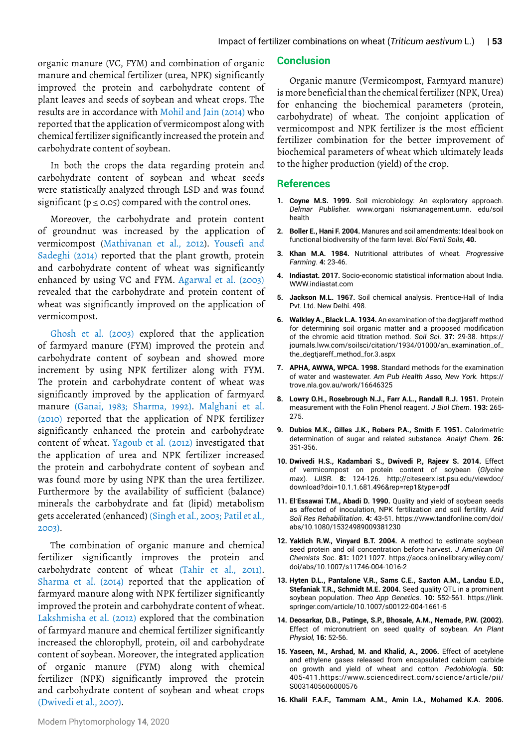organic manure (VC, FYM) and combination of organic manure and chemical fertilizer (urea, NPK) significantly improved the protein and carbohydrate content of plant leaves and seeds of soybean and wheat crops. The results are in accordance with Mohil and Jain (2014) who reported that the application of vermicompost along with chemical fertilizer significantly increased the protein and carbohydrate content of soybean.

In both the crops the data regarding protein and carbohydrate content of soybean and wheat seeds were statistically analyzed through LSD and was found significant ($p \leq 0.05$) compared with the control ones.

Moreover, the carbohydrate and protein content of groundnut was increased by the application of vermicompost (Mathivanan et al., 2012). Yousefi and Sadeghi (2014) reported that the plant growth, protein and carbohydrate content of wheat was significantly enhanced by using VC and FYM. Agarwal et al. (2003) revealed that the carbohydrate and protein content of wheat was significantly improved on the application of vermicompost.

Ghosh et al. (2003) explored that the application of farmyard manure (FYM) improved the protein and carbohydrate content of soybean and showed more increment by using NPK fertilizer along with FYM. The protein and carbohydrate content of wheat was significantly improved by the application of farmyard manure (Ganai, 1983; Sharma, 1992). Malghani et al. (2010) reported that the application of NPK fertilizer significantly enhanced the protein and carbohydrate content of wheat. Yagoub et al. (2012) investigated that the application of urea and NPK fertilizer increased the protein and carbohydrate content of soybean and was found more by using NPK than the urea fertilizer. Furthermore by the availability of sufficient (balance) minerals the carbohydrate and fat (lipid) metabolism gets accelerated (enhanced) (Singh et al., 2003; Patil et al., 2003).

The combination of organic manure and chemical fertilizer significantly improves the protein and carbohydrate content of wheat (Tahir et al., 2011). Sharma et al. (2014) reported that the application of farmyard manure along with NPK fertilizer significantly improved the protein and carbohydrate content of wheat. Lakshmisha et al. (2012) explored that the combination of farmyard manure and chemical fertilizer significantly increased the chlorophyll, protein, oil and carbohydrate content of soybean. Moreover, the integrated application of organic manure (FYM) along with chemical fertilizer (NPK) significantly improved the protein and carbohydrate content of soybean and wheat crops (Dwivedi et al., 2007).

## Conclusion

Organic manure (Vermicompost, Farmyard manure) is more beneficial than the chemical fertilizer (NPK, Urea) for enhancing the biochemical parameters (protein, carbohydrate) of wheat. The conjoint application of vermicompost and NPK fertilizer is the most efficient fertilizer combination for the better improvement of biochemical parameters of wheat which ultimately leads to the higher production (yield) of the crop.

## References

1. **Coyne M.S. 1999.** Soil microbiology: An exploratory approach. *Delmar Publisher.* www.organi riskmanagement.umn. edu/soil health
2. **Boller E., Hani F. 2004.** Manures and soil amendments: Ideal book on functional biodiversity of the farm level. *Biol Fertil Soils*, **40.**
3. **Khan M.A. 1984.** Nutritional attributes of wheat. *Progressive Farming*. **4:** 23-46.
4. **Indiastat. 2017.** Socio-economic statistical information about India. WWW.indiastat.com
5. **Jackson M.L. 1967.** Soil chemical analysis. Prentice-Hall of India Pvt. Ltd. New Delhi. 498.
6. **Walkley A., Black L.A. 1934.** An examination of the degtjareff method for determining soil organic matter and a proposed modification of the chromic acid titration method. *Soil Sci*. **37:** 29-38. https://journals.lww.com/soilsci/citation/1934/01000/an_examination_of_the_degtjareff_method_for.3.aspx
7. **APHA, AWWA, WPCA. 1998.** Standard methods for the examination of water and wastewater. *Am Pub Health Asso, New York.* https://trove.nla.gov.au/work/16646325
8. **Lowry O.H., Rosebrough N.J., Farr A.L., Randall R.J. 1951.** Protein measurement with the Folin Phenol reagent. *J Biol Chem*. **193:** 265-275.
9. **Dubios M.K., Gilles J.K., Robers P.A., Smith F. 1951.** Calorimetric determination of sugar and related substance. *Analyt Chem*. **26:** 351-356.
10. **Dwivedi H.S., Kadambari S., Dwivedi P., Rajeev S. 2014.** Effect of vermicompost on protein content of soybean (*Glycine max*). *IJISR*. **8:** 124-126. http://citeseerx.ist.psu.edu/viewdoc/download?doi=10.1.1.681.496&rep=rep1&type=pdf
11. **El-Essawai T.M., Abadi D. 1990.** Quality and yield of soybean seeds as affected of inoculation, NPK fertilization and soil fertility. *Arid Soil Res Rehabilitation*. **4:** 43-51. https://www.tandfonline.com/doi/abs/10.1080/15324989009381230
12. **Yaklich R.W., Vinyard B.T. 2004.** A method to estimate soybean seed protein and oil concentration before harvest. *J American Oil Chemists Soc*. **81:** 1021-1027. https://aocs.onlinelibrary.wiley.com/doi/abs/10.1007/s11746-004-1016-2
13. **Hyten D.L., Pantalone V.R., Sams C.E., Saxton A.M., Landau E.D., Stefaniak T.R., Schmidt M.E. 2004.** Seed quality QTL in a prominent soybean population. *Theo App Genetics*. **10:** 552-561. https://link.springer.com/article/10.1007/s00122-004-1661-5
14. **Deosarkar, D.B., Patinge, S.P., Bhosale, A.M., Nemade, P.W. (2002).** Effect of micronutrient on seed quality of soybean. *An Plant Physiol,* **16:** 52-56.
15. **Yaseen, M., Arshad, M. and Khalid, A., 2006.** Effect of acetylene and ethylene gases released from encapsulated calcium carbide on growth and yield of wheat and cotton. *Pedobiologia.* **50:** 405-411.https://www.sciencedirect.com/science/article/pii/S0031405606000576
16. **Khalil F.A.F., Tammam A.M., Amin I.A., Mohamed K.A. 2006.**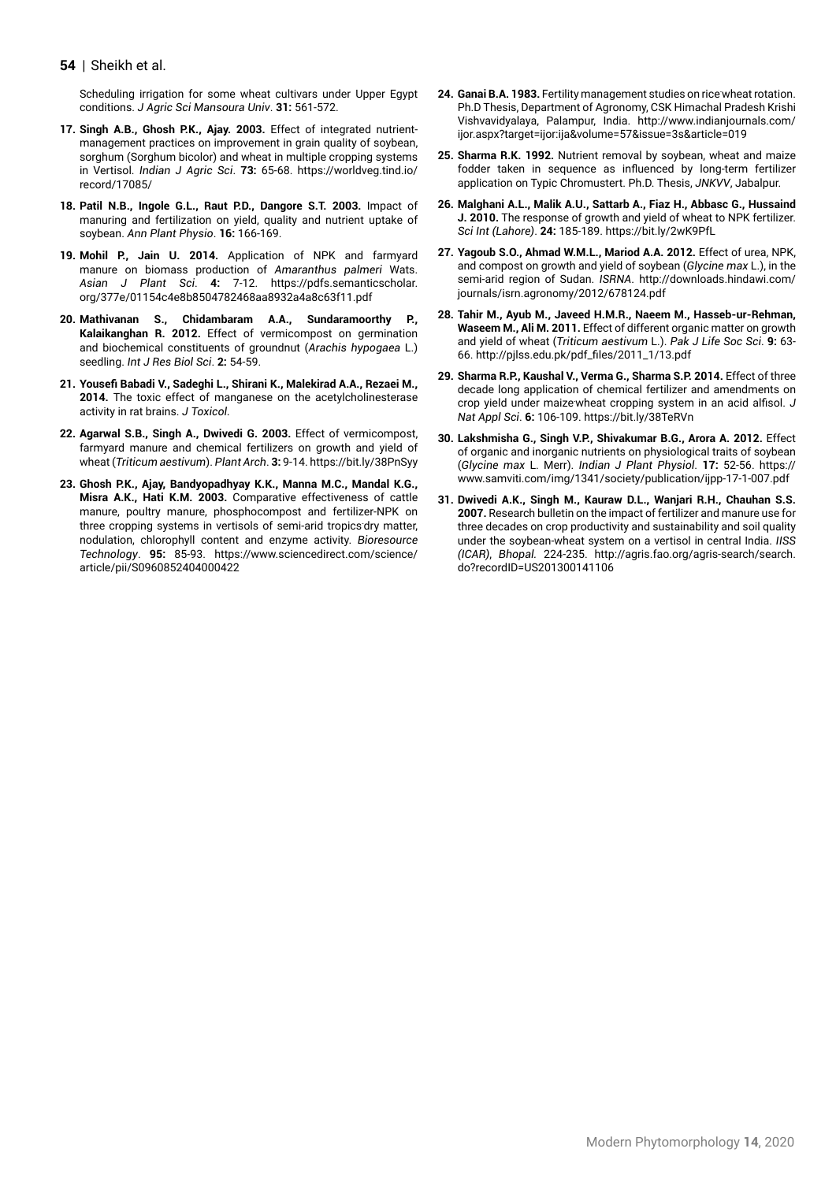Scheduling irrigation for some wheat cultivars under Upper Egypt conditions. *J Agric Sci Mansoura Univ*. **31:** 561-572.

17. **Singh A.B., Ghosh P.K., Ajay. 2003.** Effect of integrated nutrient-management practices on improvement in grain quality of soybean, sorghum (Sorghum bicolor) and wheat in multiple cropping systems in Vertisol. *Indian J Agric Sci*. **73:** 65-68. https://worldveg.tind.io/record/17085/

18. **Patil N.B., Ingole G.L., Raut P.D., Dangore S.T. 2003.** Impact of manuring and fertilization on yield, quality and nutrient uptake of soybean. *Ann Plant Physio*. **16:** 166-169.

19. **Mohil P., Jain U. 2014.** Application of NPK and farmyard manure on biomass production of *Amaranthus palmeri* Wats. *Asian J Plant Sci*. **4:** 7-12. https://pdfs.semanticscholar.org/377e/01154c4e8b8504782468aa8932a4a8c63f11.pdf

20. **Mathivanan S., Chidambaram A.A., Sundaramoorthy P., Kalaikanghan R. 2012.** Effect of vermicompost on germination and biochemical constituents of groundnut (*Arachis hypogaea* L.) seedling. *Int J Res Biol Sci*. **2:** 54-59.

21. **Yousefi Babadi V., Sadeghi L., Shirani K., Malekirad A.A., Rezaei M., 2014.** The toxic effect of manganese on the acetylcholinesterase activity in rat brains. *J Toxicol*.

22. **Agarwal S.B., Singh A., Dwivedi G. 2003.** Effect of vermicompost, farmyard manure and chemical fertilizers on growth and yield of wheat (*Triticum aestivum*). *Plant Arch*. **3:** 9-14. https://bit.ly/38PnSyy

23. **Ghosh P.K., Ajay, Bandyopadhyay K.K., Manna M.C., Mandal K.G., Misra A.K., Hati K.M. 2003.** Comparative effectiveness of cattle manure, poultry manure, phosphocompost and fertilizer-NPK on three cropping systems in vertisols of semi-arid tropics dry matter, nodulation, chlorophyll content and enzyme activity. *Bioresource Technology*. **95:** 85-93. https://www.sciencedirect.com/science/article/pii/S0960852404000422

24. **Ganai B.A. 1983.** Fertility management studies on rice wheat rotation. Ph.D Thesis, Department of Agronomy, CSK Himachal Pradesh Krishi Vishvavidyalaya, Palampur, India. http://www.indianjournals.com/ijor.aspx?target=ijor:ija&volume=57&issue=3s&article=019

25. **Sharma R.K. 1992.** Nutrient removal by soybean, wheat and maize fodder taken in sequence as influenced by long-term fertilizer application on Typic Chromustert. Ph.D. Thesis, *JNKVV*, Jabalpur.

26. **Malghani A.L., Malik A.U., Sattarb A., Fiaz H., Abbasc G., Hussaind J. 2010.** The response of growth and yield of wheat to NPK fertilizer. *Sci Int (Lahore)*. **24:** 185-189. https://bit.ly/2wK9PfL

27. **Yagoub S.O., Ahmad W.M.L., Mariod A.A. 2012.** Effect of urea, NPK, and compost on growth and yield of soybean (*Glycine max* L.), in the semi-arid region of Sudan. *ISRNA*. http://downloads.hindawi.com/journals/isrn.agronomy/2012/678124.pdf

28. **Tahir M., Ayub M., Javeed H.M.R., Naeem M., Hasseb-ur-Rehman, Waseem M., Ali M. 2011.** Effect of different organic matter on growth and yield of wheat (*Triticum aestivum* L.). *Pak J Life Soc Sci*. **9:** 63-66. http://pjlss.edu.pk/pdf_files/2011_1/13.pdf

29. **Sharma R.P., Kaushal V., Verma G., Sharma S.P. 2014.** Effect of three decade long application of chemical fertilizer and amendments on crop yield under maize wheat cropping system in an acid alfisol. *J Nat Appl Sci*. **6:** 106-109. https://bit.ly/38TeRVn

30. **Lakshmisha G., Singh V.P., Shivakumar B.G., Arora A. 2012.** Effect of organic and inorganic nutrients on physiological traits of soybean (*Glycine max* L. Merr). *Indian J Plant Physiol*. **17:** 52-56. https://www.samviti.com/img/1341/society/publication/ijpp-17-1-007.pdf

31. **Dwivedi A.K., Singh M., Kauraw D.L., Wanjari R.H., Chauhan S.S. 2007.** Research bulletin on the impact of fertilizer and manure use for three decades on crop productivity and sustainability and soil quality under the soybean-wheat system on a vertisol in central India. *IISS (ICAR), Bhopal*. 224-235. http://agris.fao.org/agris-search/search.do?recordID=US201300141106